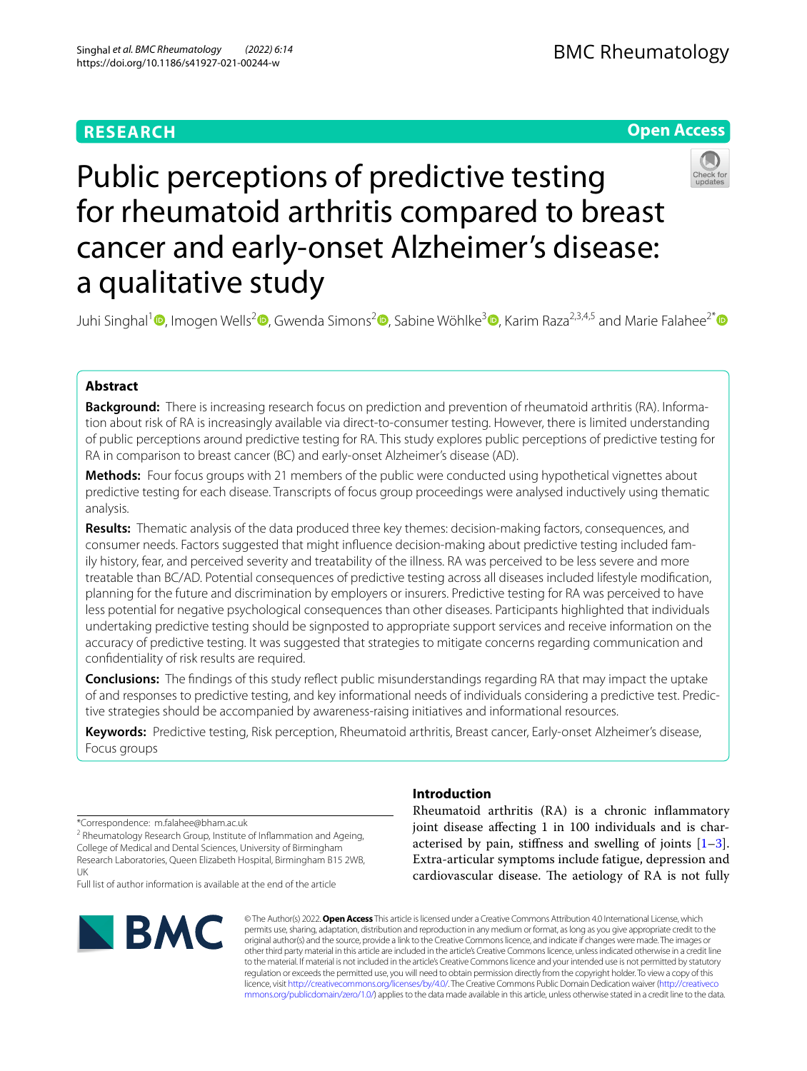RESEARCH

Open Access

# Public perceptions of predictive testing for rheumatoid arthritis compared to breast cancer and early-onset Alzheimer's disease: a qualitative study

Juhi Singhal[1], Imogen Wells[2], Gwenda Simons[2], Sabine Wöhlke[3], Karim Raza[2,3,4,5] and Marie Falahee[2*]

## Abstract

**Background:** There is increasing research focus on prediction and prevention of rheumatoid arthritis (RA). Information about risk of RA is increasingly available via direct-to-consumer testing. However, there is limited understanding of public perceptions around predictive testing for RA. This study explores public perceptions of predictive testing for RA in comparison to breast cancer (BC) and early-onset Alzheimer's disease (AD).

**Methods:** Four focus groups with 21 members of the public were conducted using hypothetical vignettes about predictive testing for each disease. Transcripts of focus group proceedings were analysed inductively using thematic analysis.

**Results:** Thematic analysis of the data produced three key themes: decision-making factors, consequences, and consumer needs. Factors suggested that might influence decision-making about predictive testing included family history, fear, and perceived severity and treatability of the illness. RA was perceived to be less severe and more treatable than BC/AD. Potential consequences of predictive testing across all diseases included lifestyle modification, planning for the future and discrimination by employers or insurers. Predictive testing for RA was perceived to have less potential for negative psychological consequences than other diseases. Participants highlighted that individuals undertaking predictive testing should be signposted to appropriate support services and receive information on the accuracy of predictive testing. It was suggested that strategies to mitigate concerns regarding communication and confidentiality of risk results are required.

**Conclusions:** The findings of this study reflect public misunderstandings regarding RA that may impact the uptake of and responses to predictive testing, and key informational needs of individuals considering a predictive test. Predictive strategies should be accompanied by awareness-raising initiatives and informational resources.

**Keywords:** Predictive testing, Risk perception, Rheumatoid arthritis, Breast cancer, Early-onset Alzheimer's disease, Focus groups

*Correspondence: m.falahee@bham.ac.uk

[2] Rheumatology Research Group, Institute of Inflammation and Ageing, College of Medical and Dental Sciences, University of Birmingham Research Laboratories, Queen Elizabeth Hospital, Birmingham B15 2WB, UK

Full list of author information is available at the end of the article

## Introduction

Rheumatoid arthritis (RA) is a chronic inflammatory joint disease affecting 1 in 100 individuals and is characterised by pain, stiffness and swelling of joints [1–3]. Extra-articular symptoms include fatigue, depression and cardiovascular disease. The aetiology of RA is not fully

© The Author(s) 2022. **Open Access** This article is licensed under a Creative Commons Attribution 4.0 International License, which permits use, sharing, adaptation, distribution and reproduction in any medium or format, as long as you give appropriate credit to the original author(s) and the source, provide a link to the Creative Commons licence, and indicate if changes were made. The images or other third party material in this article are included in the article's Creative Commons licence, unless indicated otherwise in a credit line to the material. If material is not included in the article's Creative Commons licence and your intended use is not permitted by statutory regulation or exceeds the permitted use, you will need to obtain permission directly from the copyright holder. To view a copy of this licence, visit http://creativecommons.org/licenses/by/4.0/. The Creative Commons Public Domain Dedication waiver (http://creativecommons.org/publicdomain/zero/1.0/) applies to the data made available in this article, unless otherwise stated in a credit line to the data.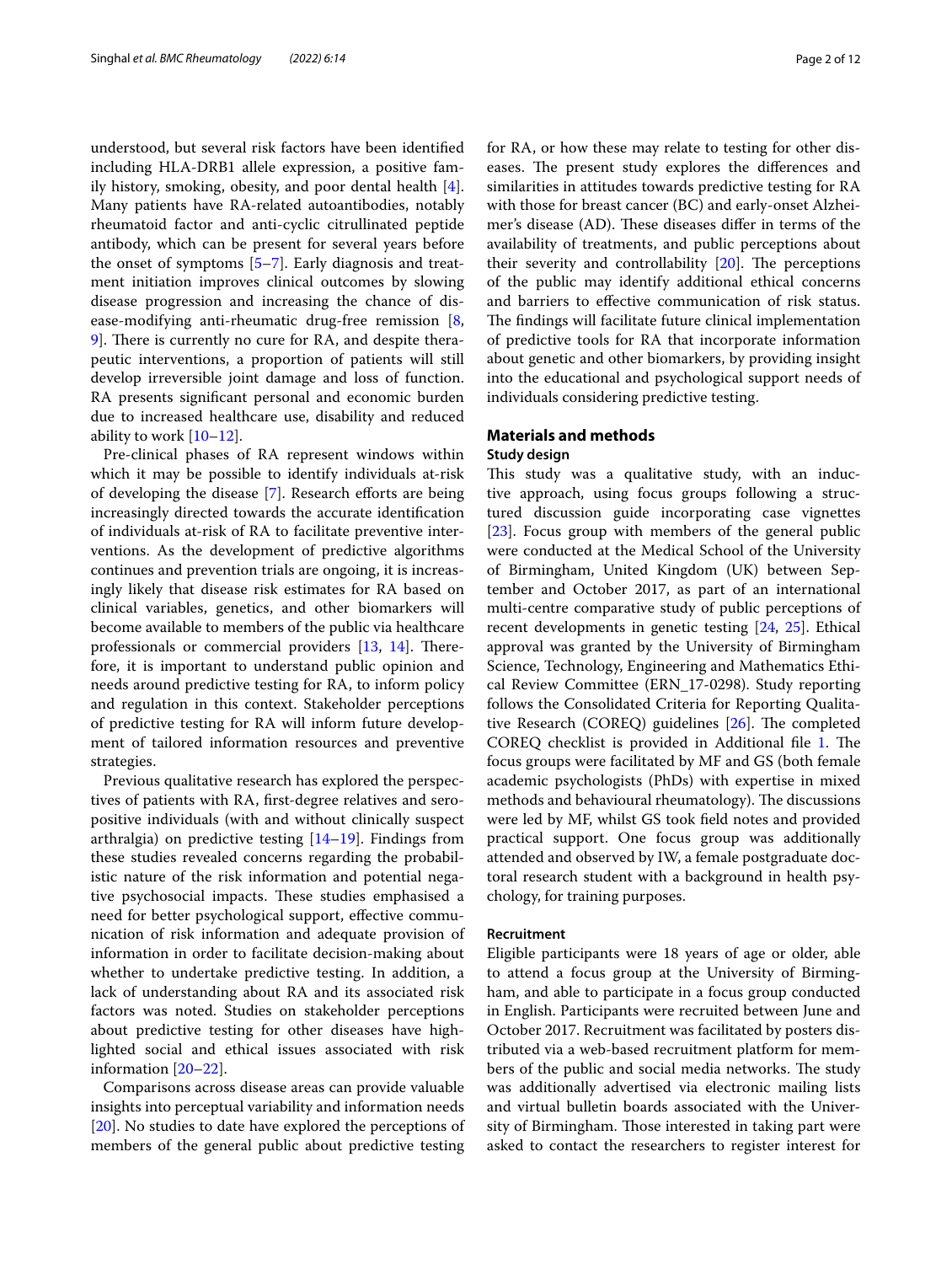understood, but several risk factors have been identified including HLA-DRB1 allele expression, a positive family history, smoking, obesity, and poor dental health [4]. Many patients have RA-related autoantibodies, notably rheumatoid factor and anti-cyclic citrullinated peptide antibody, which can be present for several years before the onset of symptoms [5–7]. Early diagnosis and treatment initiation improves clinical outcomes by slowing disease progression and increasing the chance of disease-modifying anti-rheumatic drug-free remission [8, 9]. There is currently no cure for RA, and despite therapeutic interventions, a proportion of patients will still develop irreversible joint damage and loss of function. RA presents significant personal and economic burden due to increased healthcare use, disability and reduced ability to work [10–12].

Pre-clinical phases of RA represent windows within which it may be possible to identify individuals at-risk of developing the disease [7]. Research efforts are being increasingly directed towards the accurate identification of individuals at-risk of RA to facilitate preventive interventions. As the development of predictive algorithms continues and prevention trials are ongoing, it is increasingly likely that disease risk estimates for RA based on clinical variables, genetics, and other biomarkers will become available to members of the public via healthcare professionals or commercial providers [13, 14]. Therefore, it is important to understand public opinion and needs around predictive testing for RA, to inform policy and regulation in this context. Stakeholder perceptions of predictive testing for RA will inform future development of tailored information resources and preventive strategies.

Previous qualitative research has explored the perspectives of patients with RA, first-degree relatives and seropositive individuals (with and without clinically suspect arthralgia) on predictive testing [14–19]. Findings from these studies revealed concerns regarding the probabilistic nature of the risk information and potential negative psychosocial impacts. These studies emphasised a need for better psychological support, effective communication of risk information and adequate provision of information in order to facilitate decision-making about whether to undertake predictive testing. In addition, a lack of understanding about RA and its associated risk factors was noted. Studies on stakeholder perceptions about predictive testing for other diseases have highlighted social and ethical issues associated with risk information [20–22].

Comparisons across disease areas can provide valuable insights into perceptual variability and information needs [20]. No studies to date have explored the perceptions of members of the general public about predictive testing for RA, or how these may relate to testing for other diseases. The present study explores the differences and similarities in attitudes towards predictive testing for RA with those for breast cancer (BC) and early-onset Alzheimer's disease (AD). These diseases differ in terms of the availability of treatments, and public perceptions about their severity and controllability [20]. The perceptions of the public may identify additional ethical concerns and barriers to effective communication of risk status. The findings will facilitate future clinical implementation of predictive tools for RA that incorporate information about genetic and other biomarkers, by providing insight into the educational and psychological support needs of individuals considering predictive testing.

## Materials and methods

### Study design

This study was a qualitative study, with an inductive approach, using focus groups following a structured discussion guide incorporating case vignettes [23]. Focus group with members of the general public were conducted at the Medical School of the University of Birmingham, United Kingdom (UK) between September and October 2017, as part of an international multi-centre comparative study of public perceptions of recent developments in genetic testing [24, 25]. Ethical approval was granted by the University of Birmingham Science, Technology, Engineering and Mathematics Ethical Review Committee (ERN_17-0298). Study reporting follows the Consolidated Criteria for Reporting Qualitative Research (COREQ) guidelines [26]. The completed COREQ checklist is provided in Additional file 1. The focus groups were facilitated by MF and GS (both female academic psychologists (PhDs) with expertise in mixed methods and behavioural rheumatology). The discussions were led by MF, whilst GS took field notes and provided practical support. One focus group was additionally attended and observed by IW, a female postgraduate doctoral research student with a background in health psychology, for training purposes.

### Recruitment

Eligible participants were 18 years of age or older, able to attend a focus group at the University of Birmingham, and able to participate in a focus group conducted in English. Participants were recruited between June and October 2017. Recruitment was facilitated by posters distributed via a web-based recruitment platform for members of the public and social media networks. The study was additionally advertised via electronic mailing lists and virtual bulletin boards associated with the University of Birmingham. Those interested in taking part were asked to contact the researchers to register interest for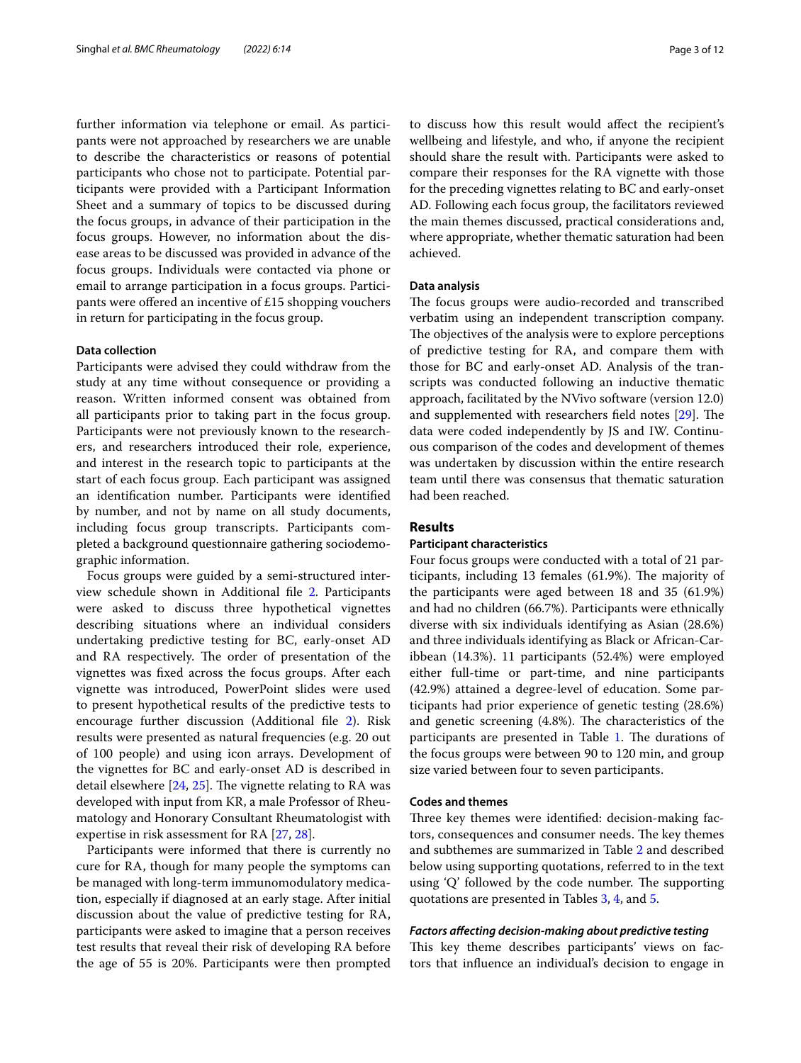further information via telephone or email. As participants were not approached by researchers we are unable to describe the characteristics or reasons of potential participants who chose not to participate. Potential participants were provided with a Participant Information Sheet and a summary of topics to be discussed during the focus groups, in advance of their participation in the focus groups. However, no information about the disease areas to be discussed was provided in advance of the focus groups. Individuals were contacted via phone or email to arrange participation in a focus groups. Participants were offered an incentive of £15 shopping vouchers in return for participating in the focus group.

### Data collection

Participants were advised they could withdraw from the study at any time without consequence or providing a reason. Written informed consent was obtained from all participants prior to taking part in the focus group. Participants were not previously known to the researchers, and researchers introduced their role, experience, and interest in the research topic to participants at the start of each focus group. Each participant was assigned an identification number. Participants were identified by number, and not by name on all study documents, including focus group transcripts. Participants completed a background questionnaire gathering sociodemographic information.

Focus groups were guided by a semi-structured interview schedule shown in Additional file 2. Participants were asked to discuss three hypothetical vignettes describing situations where an individual considers undertaking predictive testing for BC, early-onset AD and RA respectively. The order of presentation of the vignettes was fixed across the focus groups. After each vignette was introduced, PowerPoint slides were used to present hypothetical results of the predictive tests to encourage further discussion (Additional file 2). Risk results were presented as natural frequencies (e.g. 20 out of 100 people) and using icon arrays. Development of the vignettes for BC and early-onset AD is described in detail elsewhere [24, 25]. The vignette relating to RA was developed with input from KR, a male Professor of Rheumatology and Honorary Consultant Rheumatologist with expertise in risk assessment for RA [27, 28].

Participants were informed that there is currently no cure for RA, though for many people the symptoms can be managed with long-term immunomodulatory medication, especially if diagnosed at an early stage. After initial discussion about the value of predictive testing for RA, participants were asked to imagine that a person receives test results that reveal their risk of developing RA before the age of 55 is 20%. Participants were then prompted to discuss how this result would affect the recipient's wellbeing and lifestyle, and who, if anyone the recipient should share the result with. Participants were asked to compare their responses for the RA vignette with those for the preceding vignettes relating to BC and early-onset AD. Following each focus group, the facilitators reviewed the main themes discussed, practical considerations and, where appropriate, whether thematic saturation had been achieved.

### Data analysis

The focus groups were audio-recorded and transcribed verbatim using an independent transcription company. The objectives of the analysis were to explore perceptions of predictive testing for RA, and compare them with those for BC and early-onset AD. Analysis of the transcripts was conducted following an inductive thematic approach, facilitated by the NVivo software (version 12.0) and supplemented with researchers field notes [29]. The data were coded independently by JS and IW. Continuous comparison of the codes and development of themes was undertaken by discussion within the entire research team until there was consensus that thematic saturation had been reached.

## Results

### Participant characteristics

Four focus groups were conducted with a total of 21 participants, including 13 females (61.9%). The majority of the participants were aged between 18 and 35 (61.9%) and had no children (66.7%). Participants were ethnically diverse with six individuals identifying as Asian (28.6%) and three individuals identifying as Black or African-Caribbean (14.3%). 11 participants (52.4%) were employed either full-time or part-time, and nine participants (42.9%) attained a degree-level of education. Some participants had prior experience of genetic testing (28.6%) and genetic screening (4.8%). The characteristics of the participants are presented in Table 1. The durations of the focus groups were between 90 to 120 min, and group size varied between four to seven participants.

### Codes and themes

Three key themes were identified: decision-making factors, consequences and consumer needs. The key themes and subthemes are summarized in Table 2 and described below using supporting quotations, referred to in the text using 'Q' followed by the code number. The supporting quotations are presented in Tables 3, 4, and 5.

#### *Factors affecting decision-making about predictive testing*

This key theme describes participants' views on factors that influence an individual's decision to engage in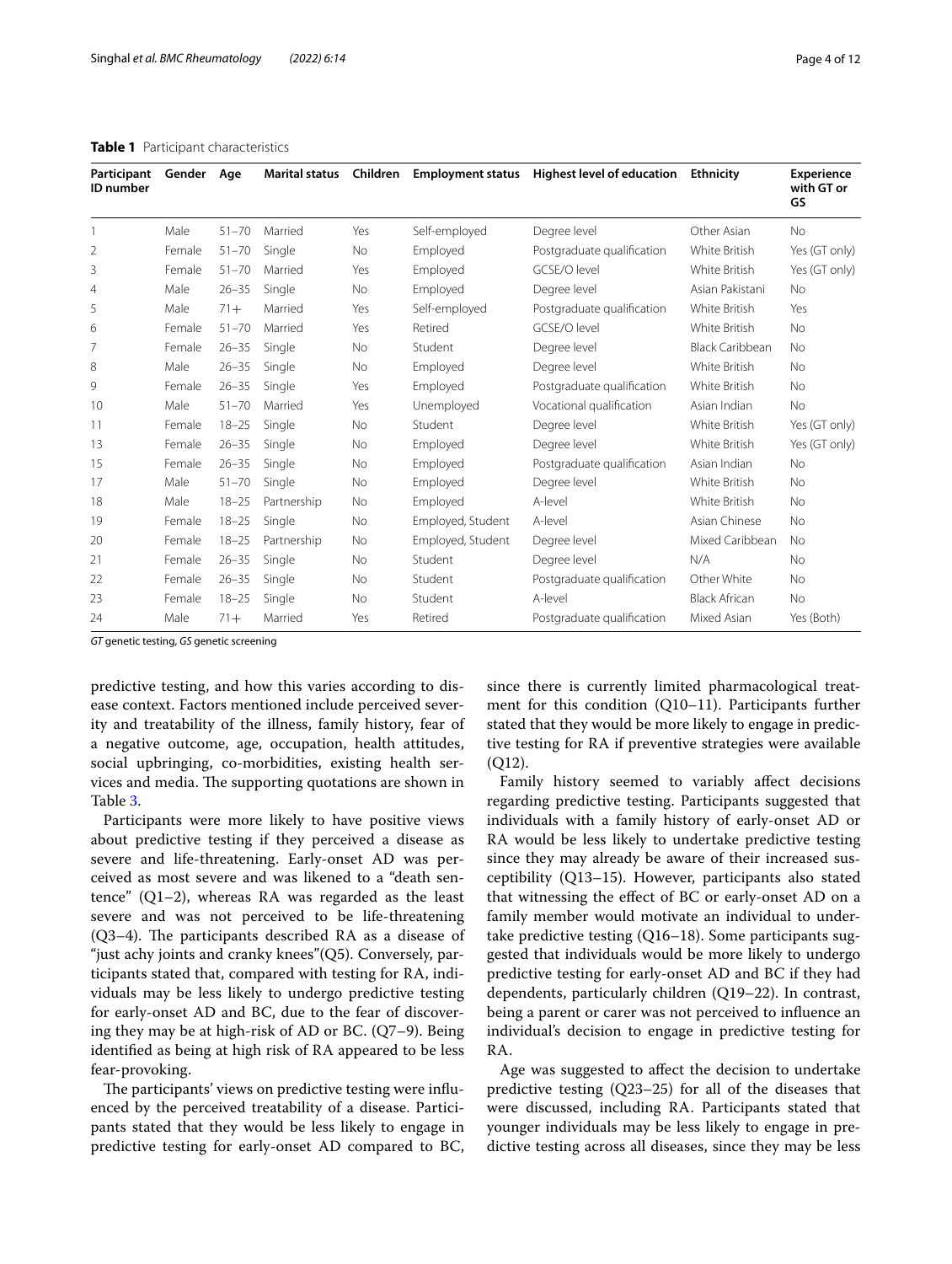**Table 1** Participant characteristics

| Participant ID number | Gender | Age | Marital status | Children | Employment status | Highest level of education | Ethnicity | Experience with GT or GS |
|---|---|---|---|---|---|---|---|---|
| 1 | Male | 51–70 | Married | Yes | Self-employed | Degree level | Other Asian | No |
| 2 | Female | 51–70 | Single | No | Employed | Postgraduate qualification | White British | Yes (GT only) |
| 3 | Female | 51–70 | Married | Yes | Employed | GCSE/O level | White British | Yes (GT only) |
| 4 | Male | 26–35 | Single | No | Employed | Degree level | Asian Pakistani | No |
| 5 | Male | 71+ | Married | Yes | Self-employed | Postgraduate qualification | White British | Yes |
| 6 | Female | 51–70 | Married | Yes | Retired | GCSE/O level | White British | No |
| 7 | Female | 26–35 | Single | No | Student | Degree level | Black Caribbean | No |
| 8 | Male | 26–35 | Single | No | Employed | Degree level | White British | No |
| 9 | Female | 26–35 | Single | Yes | Employed | Postgraduate qualification | White British | No |
| 10 | Male | 51–70 | Married | Yes | Unemployed | Vocational qualification | Asian Indian | No |
| 11 | Female | 18–25 | Single | No | Student | Degree level | White British | Yes (GT only) |
| 13 | Female | 26–35 | Single | No | Employed | Degree level | White British | Yes (GT only) |
| 15 | Female | 26–35 | Single | No | Employed | Postgraduate qualification | Asian Indian | No |
| 17 | Male | 51–70 | Single | No | Employed | Degree level | White British | No |
| 18 | Male | 18–25 | Partnership | No | Employed | A-level | White British | No |
| 19 | Female | 18–25 | Single | No | Employed, Student | A-level | Asian Chinese | No |
| 20 | Female | 18–25 | Partnership | No | Employed, Student | Degree level | Mixed Caribbean | No |
| 21 | Female | 26–35 | Single | No | Student | Degree level | N/A | No |
| 22 | Female | 26–35 | Single | No | Student | Postgraduate qualification | Other White | No |
| 23 | Female | 18–25 | Single | No | Student | A-level | Black African | No |
| 24 | Male | 71+ | Married | Yes | Retired | Postgraduate qualification | Mixed Asian | Yes (Both) |

*GT* genetic testing, *GS* genetic screening

predictive testing, and how this varies according to disease context. Factors mentioned include perceived severity and treatability of the illness, family history, fear of a negative outcome, age, occupation, health attitudes, social upbringing, co-morbidities, existing health services and media. The supporting quotations are shown in Table 3.

Participants were more likely to have positive views about predictive testing if they perceived a disease as severe and life-threatening. Early-onset AD was perceived as most severe and was likened to a "death sentence" (Q1–2), whereas RA was regarded as the least severe and was not perceived to be life-threatening (Q3–4). The participants described RA as a disease of "just achy joints and cranky knees"(Q5). Conversely, participants stated that, compared with testing for RA, individuals may be less likely to undergo predictive testing for early-onset AD and BC, due to the fear of discovering they may be at high-risk of AD or BC. (Q7–9). Being identified as being at high risk of RA appeared to be less fear-provoking.

The participants' views on predictive testing were influenced by the perceived treatability of a disease. Participants stated that they would be less likely to engage in predictive testing for early-onset AD compared to BC, since there is currently limited pharmacological treatment for this condition (Q10–11). Participants further stated that they would be more likely to engage in predictive testing for RA if preventive strategies were available (Q12).

Family history seemed to variably affect decisions regarding predictive testing. Participants suggested that individuals with a family history of early-onset AD or RA would be less likely to undertake predictive testing since they may already be aware of their increased susceptibility (Q13–15). However, participants also stated that witnessing the effect of BC or early-onset AD on a family member would motivate an individual to undertake predictive testing (Q16–18). Some participants suggested that individuals would be more likely to undergo predictive testing for early-onset AD and BC if they had dependents, particularly children (Q19–22). In contrast, being a parent or carer was not perceived to influence an individual's decision to engage in predictive testing for RA.

Age was suggested to affect the decision to undertake predictive testing (Q23–25) for all of the diseases that were discussed, including RA. Participants stated that younger individuals may be less likely to engage in predictive testing across all diseases, since they may be less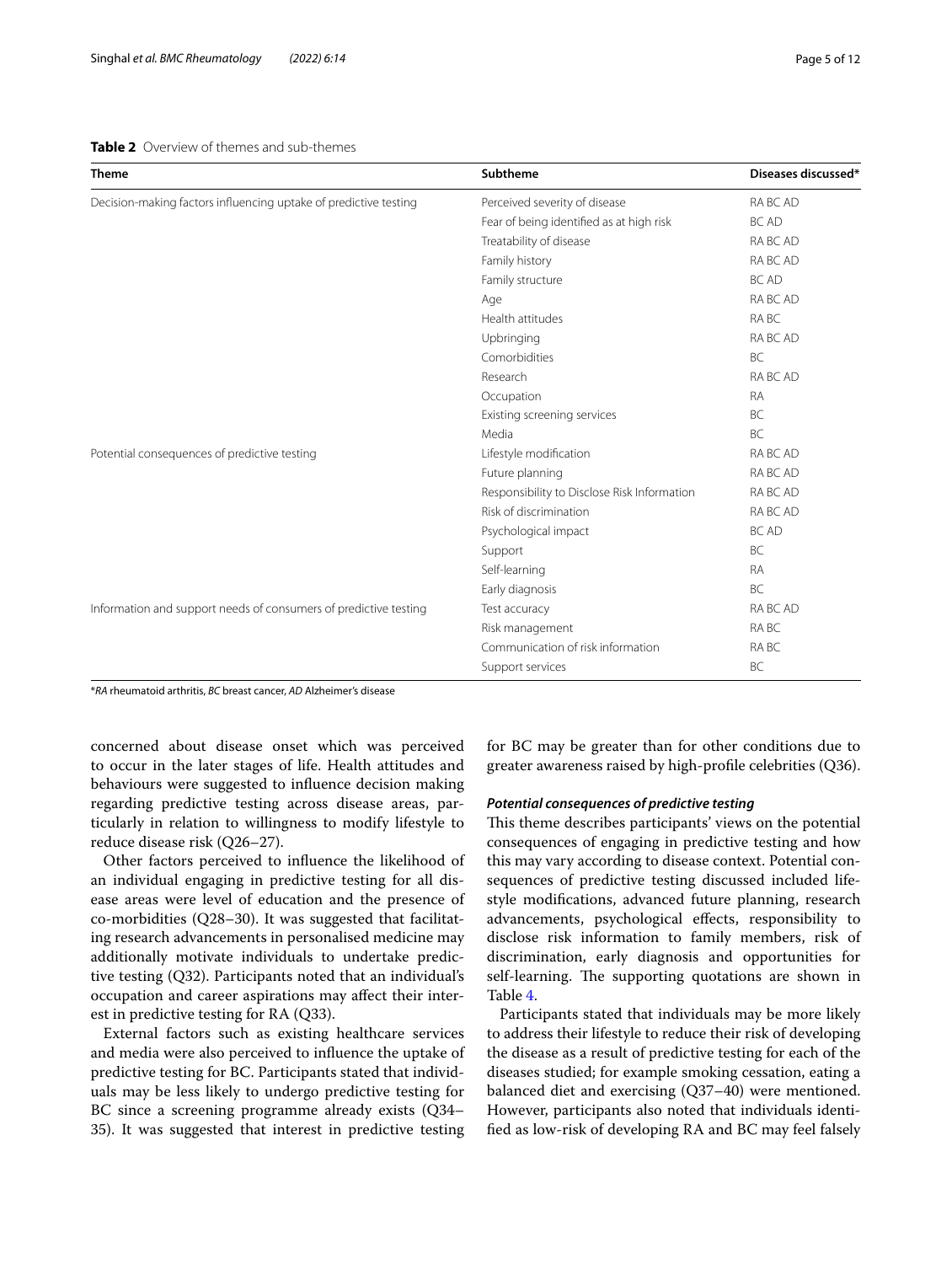**Table 2** Overview of themes and sub-themes

| Theme | Subtheme | Diseases discussed* |
|---|---|---|
| Decision-making factors influencing uptake of predictive testing | Perceived severity of disease | RA BC AD |
| | Fear of being identified as at high risk | BC AD |
| | Treatability of disease | RA BC AD |
| | Family history | RA BC AD |
| | Family structure | BC AD |
| | Age | RA BC AD |
| | Health attitudes | RA BC |
| | Upbringing | RA BC AD |
| | Comorbidities | BC |
| | Research | RA BC AD |
| | Occupation | RA |
| | Existing screening services | BC |
| | Media | BC |
| Potential consequences of predictive testing | Lifestyle modification | RA BC AD |
| | Future planning | RA BC AD |
| | Responsibility to Disclose Risk Information | RA BC AD |
| | Risk of discrimination | RA BC AD |
| | Psychological impact | BC AD |
| | Support | BC |
| | Self-learning | RA |
| | Early diagnosis | BC |
| Information and support needs of consumers of predictive testing | Test accuracy | RA BC AD |
| | Risk management | RA BC |
| | Communication of risk information | RA BC |
| | Support services | BC |

**RA* rheumatoid arthritis, *BC* breast cancer, *AD* Alzheimer's disease

concerned about disease onset which was perceived to occur in the later stages of life. Health attitudes and behaviours were suggested to influence decision making regarding predictive testing across disease areas, particularly in relation to willingness to modify lifestyle to reduce disease risk (Q26–27).

Other factors perceived to influence the likelihood of an individual engaging in predictive testing for all disease areas were level of education and the presence of co-morbidities (Q28–30). It was suggested that facilitating research advancements in personalised medicine may additionally motivate individuals to undertake predictive testing (Q32). Participants noted that an individual's occupation and career aspirations may affect their interest in predictive testing for RA (Q33).

External factors such as existing healthcare services and media were also perceived to influence the uptake of predictive testing for BC. Participants stated that individuals may be less likely to undergo predictive testing for BC since a screening programme already exists (Q34–35). It was suggested that interest in predictive testing for BC may be greater than for other conditions due to greater awareness raised by high-profile celebrities (Q36).

#### *Potential consequences of predictive testing*

This theme describes participants' views on the potential consequences of engaging in predictive testing and how this may vary according to disease context. Potential consequences of predictive testing discussed included lifestyle modifications, advanced future planning, research advancements, psychological effects, responsibility to disclose risk information to family members, risk of discrimination, early diagnosis and opportunities for self-learning. The supporting quotations are shown in Table 4.

Participants stated that individuals may be more likely to address their lifestyle to reduce their risk of developing the disease as a result of predictive testing for each of the diseases studied; for example smoking cessation, eating a balanced diet and exercising (Q37–40) were mentioned. However, participants also noted that individuals identified as low-risk of developing RA and BC may feel falsely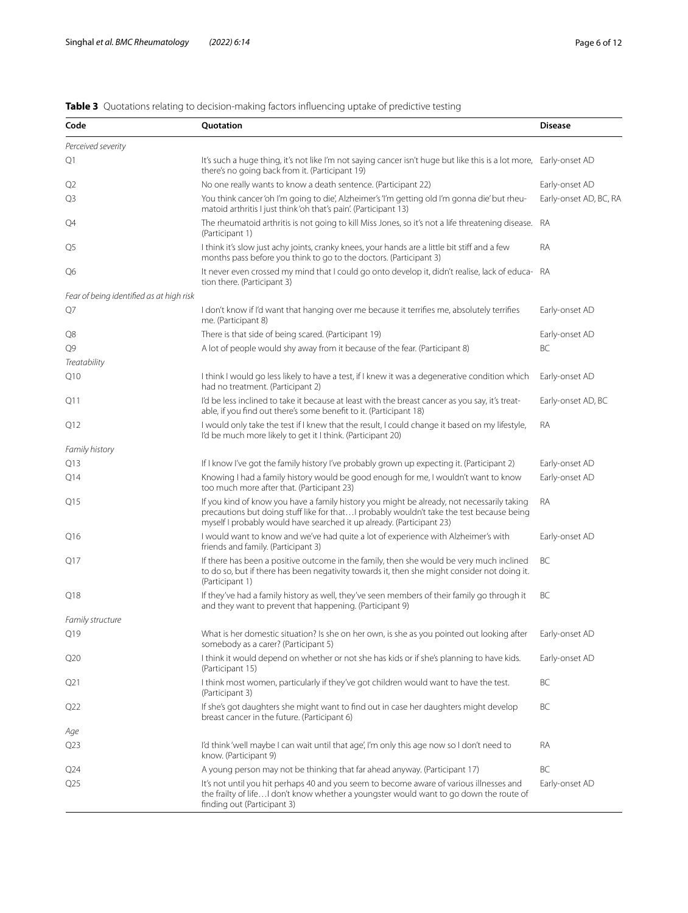**Table 3** Quotations relating to decision-making factors influencing uptake of predictive testing

| Code | Quotation | Disease |
|---|---|---|
| *Perceived severity* | | |
| Q1 | It's such a huge thing, it's not like I'm not saying cancer isn't huge but like this is a lot more, there's no going back from it. (Participant 19) | Early-onset AD |
| Q2 | No one really wants to know a death sentence. (Participant 22) | Early-onset AD |
| Q3 | You think cancer 'oh I'm going to die', Alzheimer's 'I'm getting old I'm gonna die' but rheumatoid arthritis I just think 'oh that's pain'. (Participant 13) | Early-onset AD, BC, RA |
| Q4 | The rheumatoid arthritis is not going to kill Miss Jones, so it's not a life threatening disease. (Participant 1) | RA |
| Q5 | I think it's slow just achy joints, cranky knees, your hands are a little bit stiff and a few months pass before you think to go to the doctors. (Participant 3) | RA |
| Q6 | It never even crossed my mind that I could go onto develop it, didn't realise, lack of education there. (Participant 3) | RA |
| *Fear of being identified as at high risk* | | |
| Q7 | I don't know if I'd want that hanging over me because it terrifies me, absolutely terrifies me. (Participant 8) | Early-onset AD |
| Q8 | There is that side of being scared. (Participant 19) | Early-onset AD |
| Q9 | A lot of people would shy away from it because of the fear. (Participant 8) | BC |
| *Treatability* | | |
| Q10 | I think I would go less likely to have a test, if I knew it was a degenerative condition which had no treatment. (Participant 2) | Early-onset AD |
| Q11 | I'd be less inclined to take it because at least with the breast cancer as you say, it's treatable, if you find out there's some benefit to it. (Participant 18) | Early-onset AD, BC |
| Q12 | I would only take the test if I knew that the result, I could change it based on my lifestyle, I'd be much more likely to get it I think. (Participant 20) | RA |
| *Family history* | | |
| Q13 | If I know I've got the family history I've probably grown up expecting it. (Participant 2) | Early-onset AD |
| Q14 | Knowing I had a family history would be good enough for me, I wouldn't want to know too much more after that. (Participant 23) | Early-onset AD |
| Q15 | If you kind of know you have a family history you might be already, not necessarily taking precautions but doing stuff like for that…I probably wouldn't take the test because being myself I probably would have searched it up already. (Participant 23) | RA |
| Q16 | I would want to know and we've had quite a lot of experience with Alzheimer's with friends and family. (Participant 3) | Early-onset AD |
| Q17 | If there has been a positive outcome in the family, then she would be very much inclined to do so, but if there has been negativity towards it, then she might consider not doing it. (Participant 1) | BC |
| Q18 | If they've had a family history as well, they've seen members of their family go through it and they want to prevent that happening. (Participant 9) | BC |
| *Family structure* | | |
| Q19 | What is her domestic situation? Is she on her own, is she as you pointed out looking after somebody as a carer? (Participant 5) | Early-onset AD |
| Q20 | I think it would depend on whether or not she has kids or if she's planning to have kids. (Participant 15) | Early-onset AD |
| Q21 | I think most women, particularly if they've got children would want to have the test. (Participant 3) | BC |
| Q22 | If she's got daughters she might want to find out in case her daughters might develop breast cancer in the future. (Participant 6) | BC |
| *Age* | | |
| Q23 | I'd think 'well maybe I can wait until that age', I'm only this age now so I don't need to know. (Participant 9) | RA |
| Q24 | A young person may not be thinking that far ahead anyway. (Participant 17) | BC |
| Q25 | It's not until you hit perhaps 40 and you seem to become aware of various illnesses and the frailty of life…I don't know whether a youngster would want to go down the route of finding out (Participant 3) | Early-onset AD |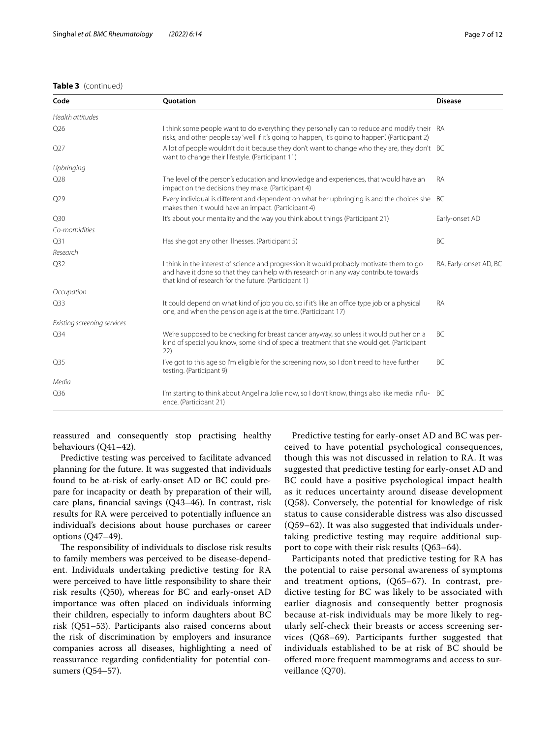**Table 3** (continued)

| Code | Quotation | Disease |
|---|---|---|
| *Health attitudes* | | |
| Q26 | I think some people want to do everything they personally can to reduce and modify their risks, and other people say 'well if it's going to happen, it's going to happen'. (Participant 2) | RA |
| Q27 | A lot of people wouldn't do it because they don't want to change who they are, they don't want to change their lifestyle. (Participant 11) | BC |
| *Upbringing* | | |
| Q28 | The level of the person's education and knowledge and experiences, that would have an impact on the decisions they make. (Participant 4) | RA |
| Q29 | Every individual is different and dependent on what her upbringing is and the choices she makes then it would have an impact. (Participant 4) | BC |
| Q30 | It's about your mentality and the way you think about things (Participant 21) | Early-onset AD |
| *Co-morbidities* | | |
| Q31 | Has she got any other illnesses. (Participant 5) | BC |
| *Research* | | |
| Q32 | I think in the interest of science and progression it would probably motivate them to go and have it done so that they can help with research or in any way contribute towards that kind of research for the future. (Participant 1) | RA, Early-onset AD, BC |
| *Occupation* | | |
| Q33 | It could depend on what kind of job you do, so if it's like an office type job or a physical one, and when the pension age is at the time. (Participant 17) | RA |
| *Existing screening services* | | |
| Q34 | We're supposed to be checking for breast cancer anyway, so unless it would put her on a kind of special you know, some kind of special treatment that she would get. (Participant 22) | BC |
| Q35 | I've got to this age so I'm eligible for the screening now, so I don't need to have further testing. (Participant 9) | BC |
| *Media* | | |
| Q36 | I'm starting to think about Angelina Jolie now, so I don't know, things also like media influence. (Participant 21) | BC |

reassured and consequently stop practising healthy behaviours (Q41–42).

Predictive testing was perceived to facilitate advanced planning for the future. It was suggested that individuals found to be at-risk of early-onset AD or BC could prepare for incapacity or death by preparation of their will, care plans, financial savings (Q43–46). In contrast, risk results for RA were perceived to potentially influence an individual's decisions about house purchases or career options (Q47–49).

The responsibility of individuals to disclose risk results to family members was perceived to be disease-dependent. Individuals undertaking predictive testing for RA were perceived to have little responsibility to share their risk results (Q50), whereas for BC and early-onset AD importance was often placed on individuals informing their children, especially to inform daughters about BC risk (Q51–53). Participants also raised concerns about the risk of discrimination by employers and insurance companies across all diseases, highlighting a need of reassurance regarding confidentiality for potential consumers (Q54–57).

Predictive testing for early-onset AD and BC was perceived to have potential psychological consequences, though this was not discussed in relation to RA. It was suggested that predictive testing for early-onset AD and BC could have a positive psychological impact health as it reduces uncertainty around disease development (Q58). Conversely, the potential for knowledge of risk status to cause considerable distress was also discussed (Q59–62). It was also suggested that individuals undertaking predictive testing may require additional support to cope with their risk results (Q63–64).

Participants noted that predictive testing for RA has the potential to raise personal awareness of symptoms and treatment options, (Q65–67). In contrast, predictive testing for BC was likely to be associated with earlier diagnosis and consequently better prognosis because at-risk individuals may be more likely to regularly self-check their breasts or access screening services (Q68–69). Participants further suggested that individuals established to be at risk of BC should be offered more frequent mammograms and access to surveillance (Q70).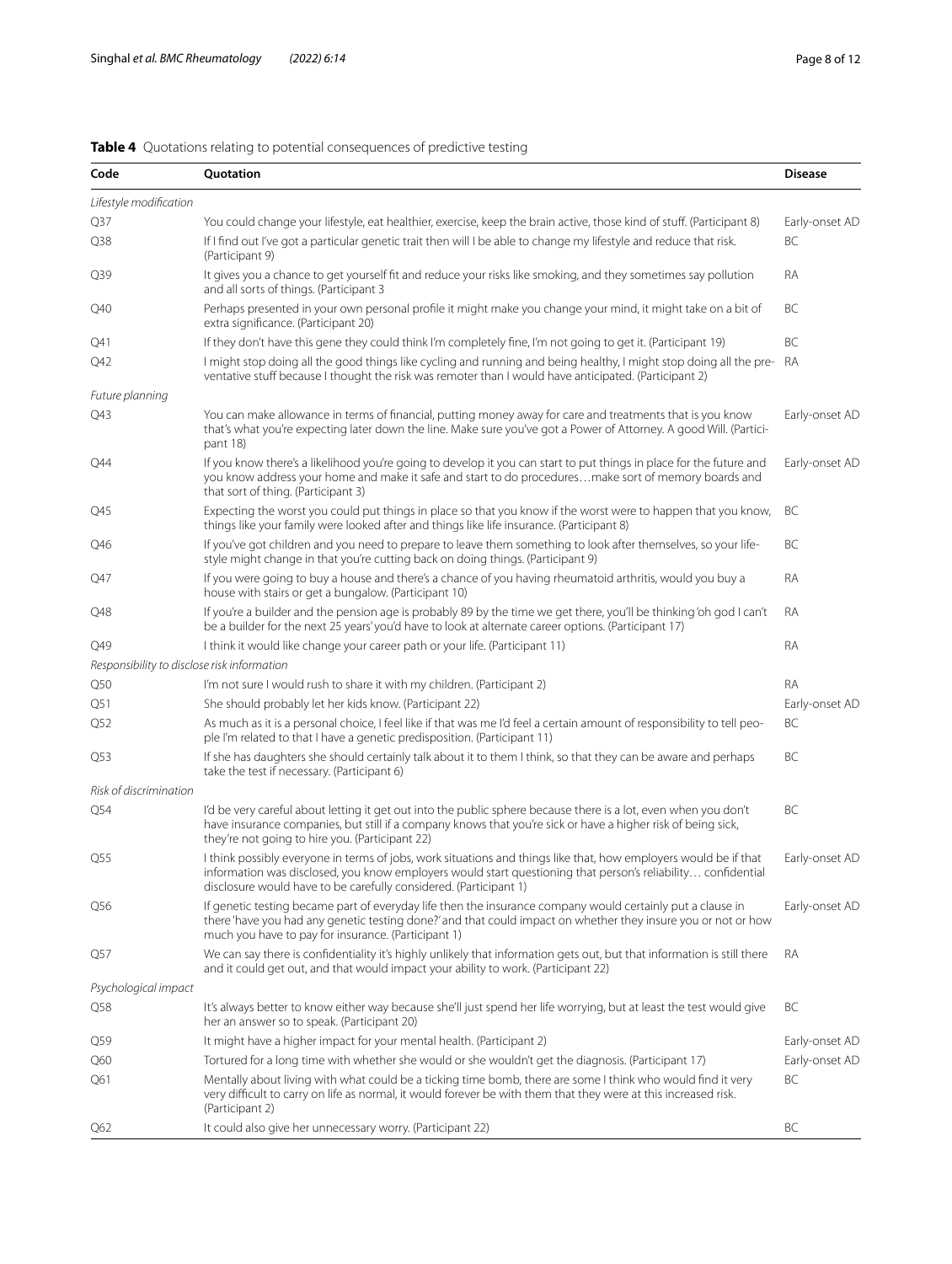**Table 4** Quotations relating to potential consequences of predictive testing

| Code | Quotation | Disease |
|---|---|---|
| *Lifestyle modification* | | |
| Q37 | You could change your lifestyle, eat healthier, exercise, keep the brain active, those kind of stuff. (Participant 8) | Early-onset AD |
| Q38 | If I find out I've got a particular genetic trait then will I be able to change my lifestyle and reduce that risk. (Participant 9) | BC |
| Q39 | It gives you a chance to get yourself fit and reduce your risks like smoking, and they sometimes say pollution and all sorts of things. (Participant 3 | RA |
| Q40 | Perhaps presented in your own personal profile it might make you change your mind, it might take on a bit of extra significance. (Participant 20) | BC |
| Q41 | If they don't have this gene they could think I'm completely fine, I'm not going to get it. (Participant 19) | BC |
| Q42 | I might stop doing all the good things like cycling and running and being healthy, I might stop doing all the preventative stuff because I thought the risk was remoter than I would have anticipated. (Participant 2) | RA |
| *Future planning* | | |
| Q43 | You can make allowance in terms of financial, putting money away for care and treatments that is you know that's what you're expecting later down the line. Make sure you've got a Power of Attorney. A good Will. (Participant 18) | Early-onset AD |
| Q44 | If you know there's a likelihood you're going to develop it you can start to put things in place for the future and you know address your home and make it safe and start to do procedures…make sort of memory boards and that sort of thing. (Participant 3) | Early-onset AD |
| Q45 | Expecting the worst you could put things in place so that you know if the worst were to happen that you know, things like your family were looked after and things like life insurance. (Participant 8) | BC |
| Q46 | If you've got children and you need to prepare to leave them something to look after themselves, so your lifestyle might change in that you're cutting back on doing things. (Participant 9) | BC |
| Q47 | If you were going to buy a house and there's a chance of you having rheumatoid arthritis, would you buy a house with stairs or get a bungalow. (Participant 10) | RA |
| Q48 | If you're a builder and the pension age is probably 89 by the time we get there, you'll be thinking 'oh god I can't be a builder for the next 25 years' you'd have to look at alternate career options. (Participant 17) | RA |
| Q49 | I think it would like change your career path or your life. (Participant 11) | RA |
| *Responsibility to disclose risk information* | | |
| Q50 | I'm not sure I would rush to share it with my children. (Participant 2) | RA |
| Q51 | She should probably let her kids know. (Participant 22) | Early-onset AD |
| Q52 | As much as it is a personal choice, I feel like if that was me I'd feel a certain amount of responsibility to tell people I'm related to that I have a genetic predisposition. (Participant 11) | BC |
| Q53 | If she has daughters she should certainly talk about it to them I think, so that they can be aware and perhaps take the test if necessary. (Participant 6) | BC |
| *Risk of discrimination* | | |
| Q54 | I'd be very careful about letting it get out into the public sphere because there is a lot, even when you don't have insurance companies, but still if a company knows that you're sick or have a higher risk of being sick, they're not going to hire you. (Participant 22) | BC |
| Q55 | I think possibly everyone in terms of jobs, work situations and things like that, how employers would be if that information was disclosed, you know employers would start questioning that person's reliability… confidential disclosure would have to be carefully considered. (Participant 1) | Early-onset AD |
| Q56 | If genetic testing became part of everyday life then the insurance company would certainly put a clause in there 'have you had any genetic testing done?' and that could impact on whether they insure you or not or how much you have to pay for insurance. (Participant 1) | Early-onset AD |
| Q57 | We can say there is confidentiality it's highly unlikely that information gets out, but that information is still there and it could get out, and that would impact your ability to work. (Participant 22) | RA |
| *Psychological impact* | | |
| Q58 | It's always better to know either way because she'll just spend her life worrying, but at least the test would give her an answer so to speak. (Participant 20) | BC |
| Q59 | It might have a higher impact for your mental health. (Participant 2) | Early-onset AD |
| Q60 | Tortured for a long time with whether she would or she wouldn't get the diagnosis. (Participant 17) | Early-onset AD |
| Q61 | Mentally about living with what could be a ticking time bomb, there are some I think who would find it very very difficult to carry on life as normal, it would forever be with them that they were at this increased risk. (Participant 2) | BC |
| Q62 | It could also give her unnecessary worry. (Participant 22) | BC |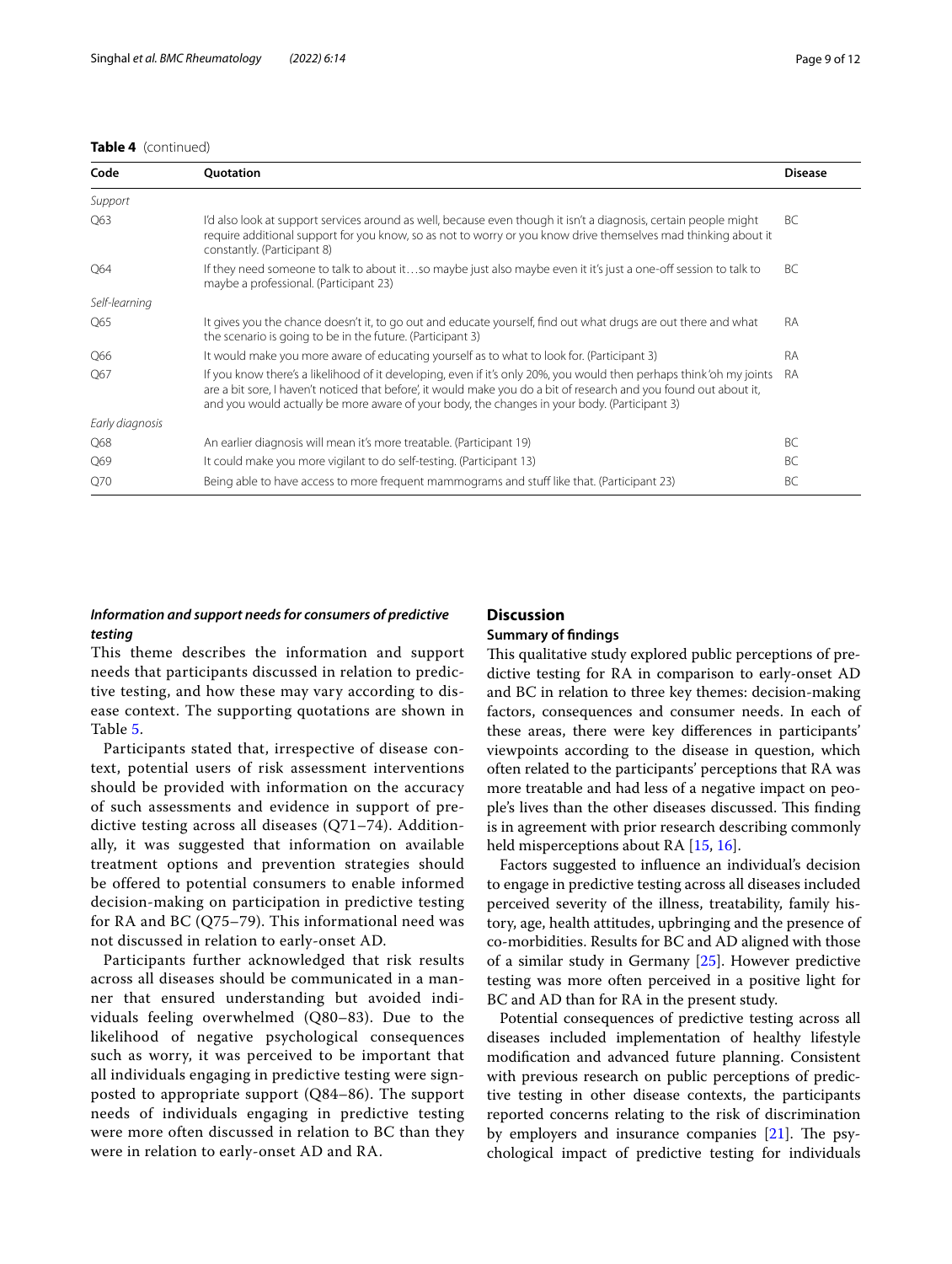**Table 4** (continued)

| Code | Quotation | Disease |
|---|---|---|
| *Support* | | |
| Q63 | I'd also look at support services around as well, because even though it isn't a diagnosis, certain people might require additional support for you know, so as not to worry or you know drive themselves mad thinking about it constantly. (Participant 8) | BC |
| Q64 | If they need someone to talk to about it…so maybe just also maybe even it it's just a one-off session to talk to maybe a professional. (Participant 23) | BC |
| *Self-learning* | | |
| Q65 | It gives you the chance doesn't it, to go out and educate yourself, find out what drugs are out there and what the scenario is going to be in the future. (Participant 3) | RA |
| Q66 | It would make you more aware of educating yourself as to what to look for. (Participant 3) | RA |
| Q67 | If you know there's a likelihood of it developing, even if it's only 20%, you would then perhaps think 'oh my joints are a bit sore, I haven't noticed that before', it would make you do a bit of research and you found out about it, and you would actually be more aware of your body, the changes in your body. (Participant 3) | RA |
| *Early diagnosis* | | |
| Q68 | An earlier diagnosis will mean it's more treatable. (Participant 19) | BC |
| Q69 | It could make you more vigilant to do self-testing. (Participant 13) | BC |
| Q70 | Being able to have access to more frequent mammograms and stuff like that. (Participant 23) | BC |

### *Information and support needs for consumers of predictive testing*

This theme describes the information and support needs that participants discussed in relation to predictive testing, and how these may vary according to disease context. The supporting quotations are shown in Table 5.

Participants stated that, irrespective of disease context, potential users of risk assessment interventions should be provided with information on the accuracy of such assessments and evidence in support of predictive testing across all diseases (Q71–74). Additionally, it was suggested that information on available treatment options and prevention strategies should be offered to potential consumers to enable informed decision-making on participation in predictive testing for RA and BC (Q75–79). This informational need was not discussed in relation to early-onset AD.

Participants further acknowledged that risk results across all diseases should be communicated in a manner that ensured understanding but avoided individuals feeling overwhelmed (Q80–83). Due to the likelihood of negative psychological consequences such as worry, it was perceived to be important that all individuals engaging in predictive testing were signposted to appropriate support (Q84–86). The support needs of individuals engaging in predictive testing were more often discussed in relation to BC than they were in relation to early-onset AD and RA.

## Discussion

### Summary of findings

This qualitative study explored public perceptions of predictive testing for RA in comparison to early-onset AD and BC in relation to three key themes: decision-making factors, consequences and consumer needs. In each of these areas, there were key differences in participants' viewpoints according to the disease in question, which often related to the participants' perceptions that RA was more treatable and had less of a negative impact on people's lives than the other diseases discussed. This finding is in agreement with prior research describing commonly held misperceptions about RA [15, 16].

Factors suggested to influence an individual's decision to engage in predictive testing across all diseases included perceived severity of the illness, treatability, family history, age, health attitudes, upbringing and the presence of co-morbidities. Results for BC and AD aligned with those of a similar study in Germany [25]. However predictive testing was more often perceived in a positive light for BC and AD than for RA in the present study.

Potential consequences of predictive testing across all diseases included implementation of healthy lifestyle modification and advanced future planning. Consistent with previous research on public perceptions of predictive testing in other disease contexts, the participants reported concerns relating to the risk of discrimination by employers and insurance companies [21]. The psychological impact of predictive testing for individuals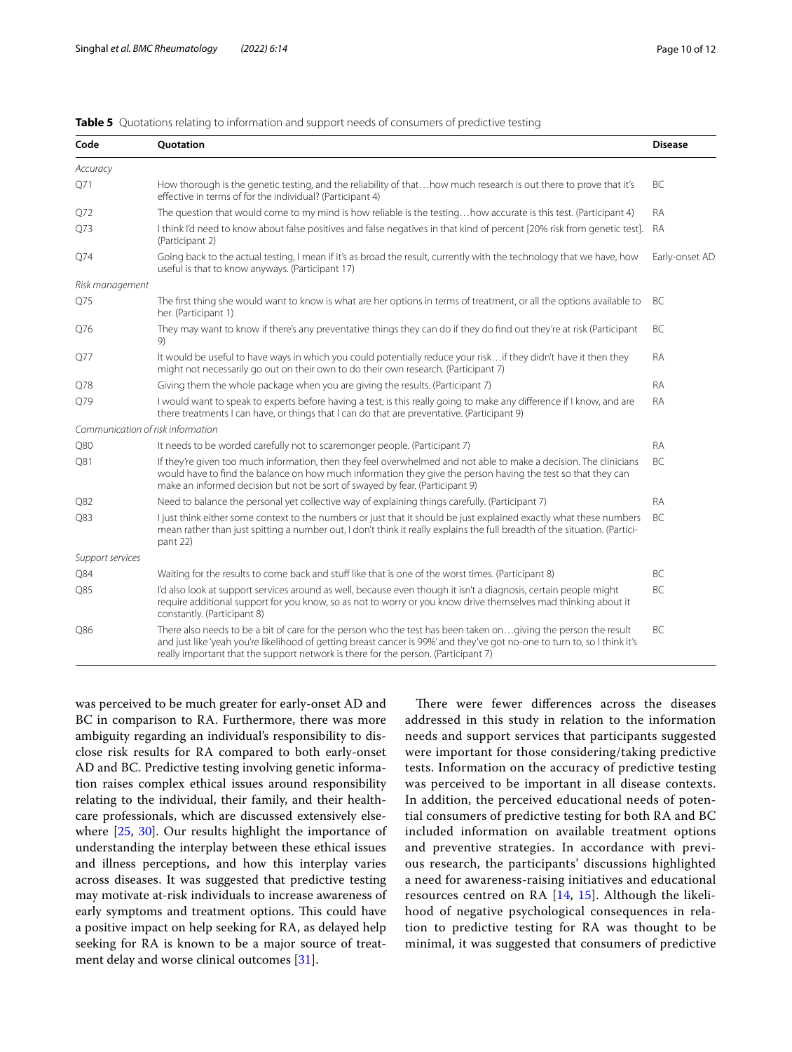**Table 5** Quotations relating to information and support needs of consumers of predictive testing

| Code | Quotation | Disease |
|---|---|---|
| *Accuracy* | | |
| Q71 | How thorough is the genetic testing, and the reliability of that…how much research is out there to prove that it's effective in terms of for the individual? (Participant 4) | BC |
| Q72 | The question that would come to my mind is how reliable is the testing…how accurate is this test. (Participant 4) | RA |
| Q73 | I think I'd need to know about false positives and false negatives in that kind of percent [20% risk from genetic test]. (Participant 2) | RA |
| Q74 | Going back to the actual testing, I mean if it's as broad the result, currently with the technology that we have, how useful is that to know anyways. (Participant 17) | Early-onset AD |
| *Risk management* | | |
| Q75 | The first thing she would want to know is what are her options in terms of treatment, or all the options available to her. (Participant 1) | BC |
| Q76 | They may want to know if there's any preventative things they can do if they do find out they're at risk (Participant 9) | BC |
| Q77 | It would be useful to have ways in which you could potentially reduce your risk…if they didn't have it then they might not necessarily go out on their own to do their own research. (Participant 7) | RA |
| Q78 | Giving them the whole package when you are giving the results. (Participant 7) | RA |
| Q79 | I would want to speak to experts before having a test; is this really going to make any difference if I know, and are there treatments I can have, or things that I can do that are preventative. (Participant 9) | RA |
| *Communication of risk information* | | |
| Q80 | It needs to be worded carefully not to scaremonger people. (Participant 7) | RA |
| Q81 | If they're given too much information, then they feel overwhelmed and not able to make a decision. The clinicians would have to find the balance on how much information they give the person having the test so that they can make an informed decision but not be sort of swayed by fear. (Participant 9) | BC |
| Q82 | Need to balance the personal yet collective way of explaining things carefully. (Participant 7) | RA |
| Q83 | I just think either some context to the numbers or just that it should be just explained exactly what these numbers mean rather than just spitting a number out, I don't think it really explains the full breadth of the situation. (Participant 22) | BC |
| *Support services* | | |
| Q84 | Waiting for the results to come back and stuff like that is one of the worst times. (Participant 8) | BC |
| Q85 | I'd also look at support services around as well, because even though it isn't a diagnosis, certain people might require additional support for you know, so as not to worry or you know drive themselves mad thinking about it constantly. (Participant 8) | BC |
| Q86 | There also needs to be a bit of care for the person who the test has been taken on…giving the person the result and just like 'yeah you're likelihood of getting breast cancer is 99%' and they've got no-one to turn to, so I think it's really important that the support network is there for the person. (Participant 7) | BC |

was perceived to be much greater for early-onset AD and BC in comparison to RA. Furthermore, there was more ambiguity regarding an individual's responsibility to disclose risk results for RA compared to both early-onset AD and BC. Predictive testing involving genetic information raises complex ethical issues around responsibility relating to the individual, their family, and their healthcare professionals, which are discussed extensively elsewhere [25, 30]. Our results highlight the importance of understanding the interplay between these ethical issues and illness perceptions, and how this interplay varies across diseases. It was suggested that predictive testing may motivate at-risk individuals to increase awareness of early symptoms and treatment options. This could have a positive impact on help seeking for RA, as delayed help seeking for RA is known to be a major source of treatment delay and worse clinical outcomes [31].

There were fewer differences across the diseases addressed in this study in relation to the information needs and support services that participants suggested were important for those considering/taking predictive tests. Information on the accuracy of predictive testing was perceived to be important in all disease contexts. In addition, the perceived educational needs of potential consumers of predictive testing for both RA and BC included information on available treatment options and preventive strategies. In accordance with previous research, the participants' discussions highlighted a need for awareness-raising initiatives and educational resources centred on RA [14, 15]. Although the likelihood of negative psychological consequences in relation to predictive testing for RA was thought to be minimal, it was suggested that consumers of predictive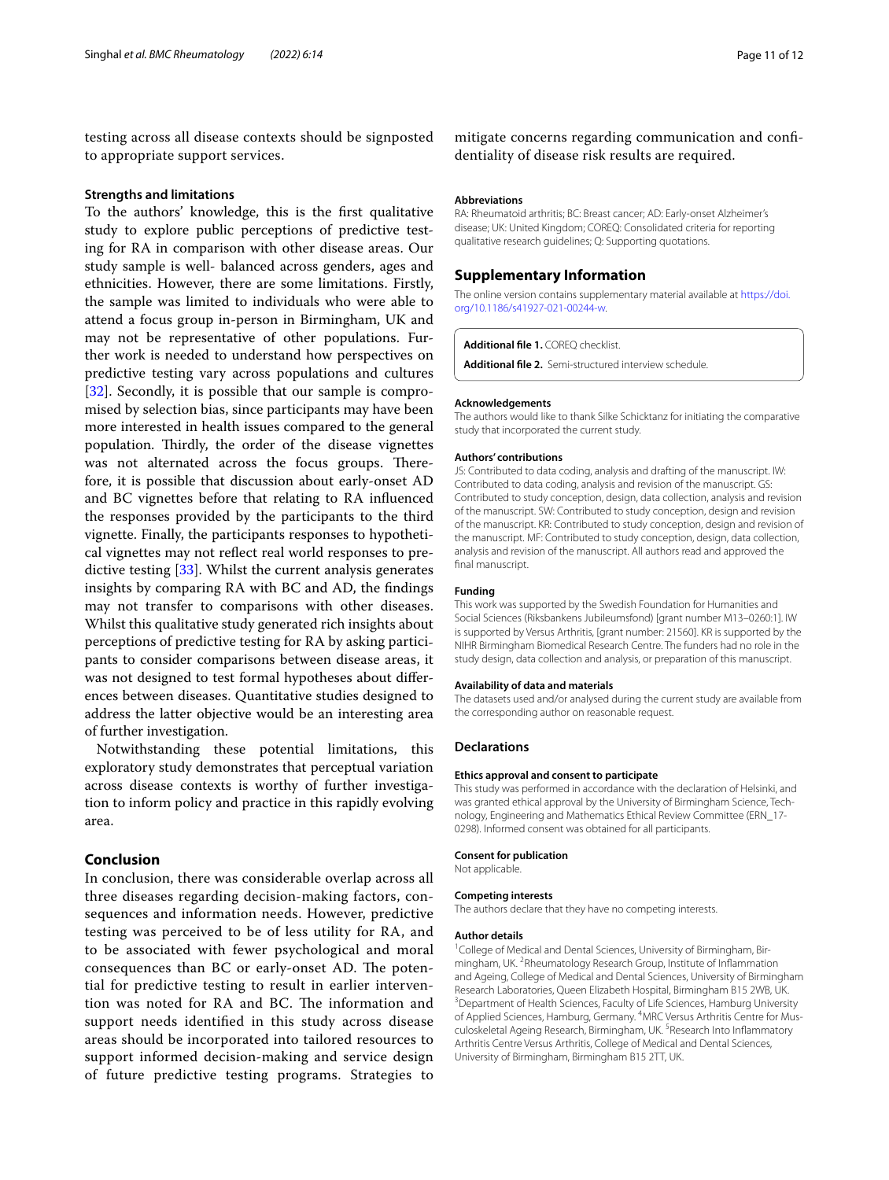testing across all disease contexts should be signposted to appropriate support services.

### Strengths and limitations

To the authors' knowledge, this is the first qualitative study to explore public perceptions of predictive testing for RA in comparison with other disease areas. Our study sample is well- balanced across genders, ages and ethnicities. However, there are some limitations. Firstly, the sample was limited to individuals who were able to attend a focus group in-person in Birmingham, UK and may not be representative of other populations. Further work is needed to understand how perspectives on predictive testing vary across populations and cultures [32]. Secondly, it is possible that our sample is compromised by selection bias, since participants may have been more interested in health issues compared to the general population. Thirdly, the order of the disease vignettes was not alternated across the focus groups. Therefore, it is possible that discussion about early-onset AD and BC vignettes before that relating to RA influenced the responses provided by the participants to the third vignette. Finally, the participants responses to hypothetical vignettes may not reflect real world responses to predictive testing [33]. Whilst the current analysis generates insights by comparing RA with BC and AD, the findings may not transfer to comparisons with other diseases. Whilst this qualitative study generated rich insights about perceptions of predictive testing for RA by asking participants to consider comparisons between disease areas, it was not designed to test formal hypotheses about differences between diseases. Quantitative studies designed to address the latter objective would be an interesting area of further investigation.

Notwithstanding these potential limitations, this exploratory study demonstrates that perceptual variation across disease contexts is worthy of further investigation to inform policy and practice in this rapidly evolving area.

## Conclusion

In conclusion, there was considerable overlap across all three diseases regarding decision-making factors, consequences and information needs. However, predictive testing was perceived to be of less utility for RA, and to be associated with fewer psychological and moral consequences than BC or early-onset AD. The potential for predictive testing to result in earlier intervention was noted for RA and BC. The information and support needs identified in this study across disease areas should be incorporated into tailored resources to support informed decision-making and service design of future predictive testing programs. Strategies to mitigate concerns regarding communication and confidentiality of disease risk results are required.

#### Abbreviations

RA: Rheumatoid arthritis; BC: Breast cancer; AD: Early-onset Alzheimer's disease; UK: United Kingdom; COREQ: Consolidated criteria for reporting qualitative research guidelines; Q: Supporting quotations.

## Supplementary Information

The online version contains supplementary material available at https://doi.org/10.1186/s41927-021-00244-w.

**Additional file 1.** COREQ checklist.

**Additional file 2.** Semi-structured interview schedule.

#### Acknowledgements

The authors would like to thank Silke Schicktanz for initiating the comparative study that incorporated the current study.

#### Authors' contributions

JS: Contributed to data coding, analysis and drafting of the manuscript. IW: Contributed to data coding, analysis and revision of the manuscript. GS: Contributed to study conception, design, data collection, analysis and revision of the manuscript. SW: Contributed to study conception, design and revision of the manuscript. KR: Contributed to study conception, design and revision of the manuscript. MF: Contributed to study conception, design, data collection, analysis and revision of the manuscript. All authors read and approved the final manuscript.

#### Funding

This work was supported by the Swedish Foundation for Humanities and Social Sciences (Riksbankens Jubileumsfond) [grant number M13–0260:1]. IW is supported by Versus Arthritis, [grant number: 21560]. KR is supported by the NIHR Birmingham Biomedical Research Centre. The funders had no role in the study design, data collection and analysis, or preparation of this manuscript.

#### Availability of data and materials

The datasets used and/or analysed during the current study are available from the corresponding author on reasonable request.

### Declarations

#### Ethics approval and consent to participate

This study was performed in accordance with the declaration of Helsinki, and was granted ethical approval by the University of Birmingham Science, Technology, Engineering and Mathematics Ethical Review Committee (ERN_17-0298). Informed consent was obtained for all participants.

#### Consent for publication

Not applicable.

#### Competing interests

The authors declare that they have no competing interests.

#### Author details

[1]College of Medical and Dental Sciences, University of Birmingham, Birmingham, UK. [2]Rheumatology Research Group, Institute of Inflammation and Ageing, College of Medical and Dental Sciences, University of Birmingham Research Laboratories, Queen Elizabeth Hospital, Birmingham B15 2WB, UK. [3]Department of Health Sciences, Faculty of Life Sciences, Hamburg University of Applied Sciences, Hamburg, Germany. [4]MRC Versus Arthritis Centre for Musculoskeletal Ageing Research, Birmingham, UK. [5]Research Into Inflammatory Arthritis Centre Versus Arthritis, College of Medical and Dental Sciences, University of Birmingham, Birmingham B15 2TT, UK.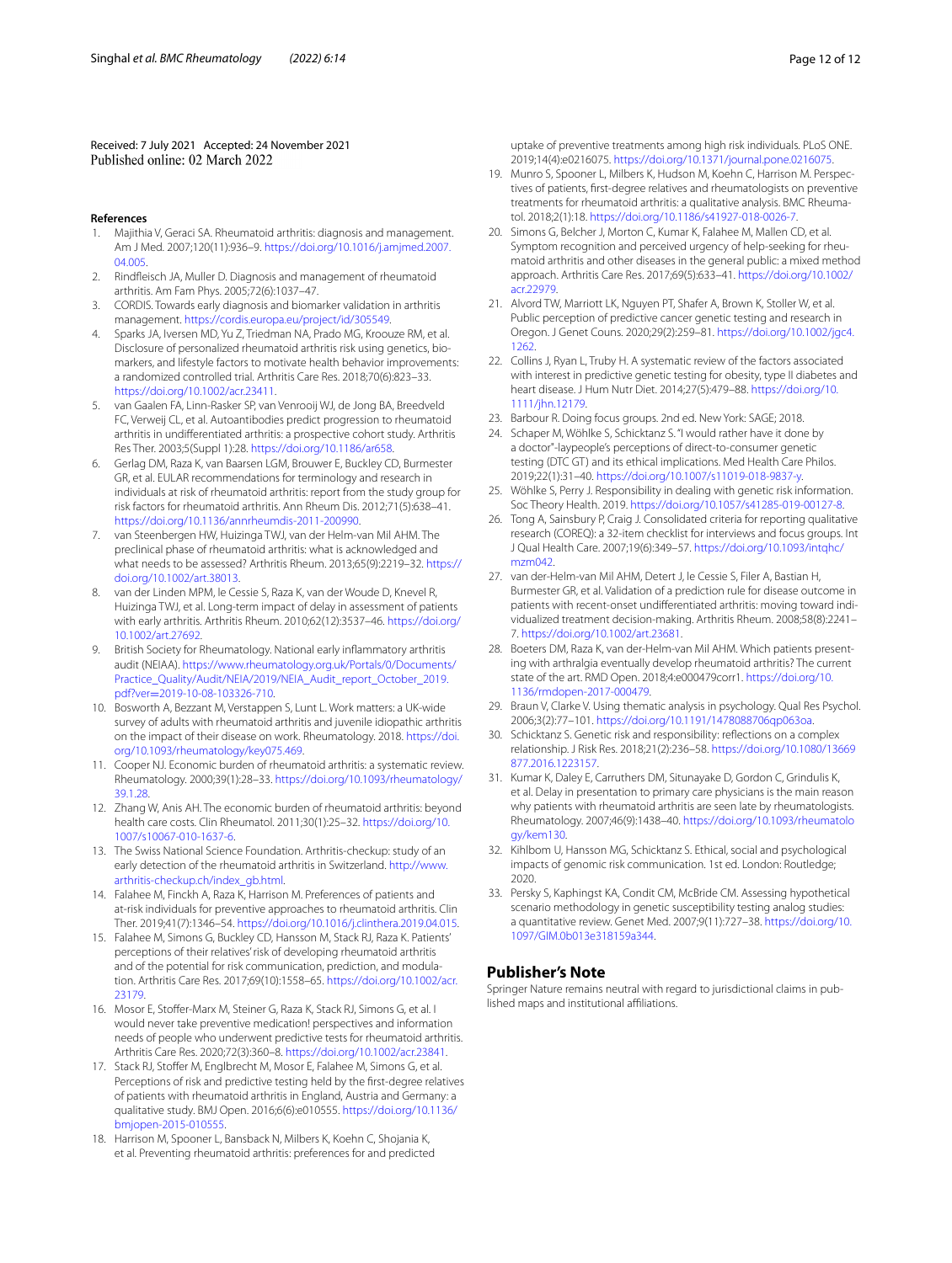Received: 7 July 2021 Accepted: 24 November 2021
Published online: 02 March 2022

### References

1. Majithia V, Geraci SA. Rheumatoid arthritis: diagnosis and management. Am J Med. 2007;120(11):936–9. https://doi.org/10.1016/j.amjmed.2007.04.005.
2. Rindfleisch JA, Muller D. Diagnosis and management of rheumatoid arthritis. Am Fam Phys. 2005;72(6):1037–47.
3. CORDIS. Towards early diagnosis and biomarker validation in arthritis management. https://cordis.europa.eu/project/id/305549.
4. Sparks JA, Iversen MD, Yu Z, Triedman NA, Prado MG, Kroouze RM, et al. Disclosure of personalized rheumatoid arthritis risk using genetics, biomarkers, and lifestyle factors to motivate health behavior improvements: a randomized controlled trial. Arthritis Care Res. 2018;70(6):823–33. https://doi.org/10.1002/acr.23411.
5. van Gaalen FA, Linn-Rasker SP, van Venrooij WJ, de Jong BA, Breedveld FC, Verweij CL, et al. Autoantibodies predict progression to rheumatoid arthritis in undifferentiated arthritis: a prospective cohort study. Arthritis Res Ther. 2003;5(Suppl 1):28. https://doi.org/10.1186/ar658.
6. Gerlag DM, Raza K, van Baarsen LGM, Brouwer E, Buckley CD, Burmester GR, et al. EULAR recommendations for terminology and research in individuals at risk of rheumatoid arthritis: report from the study group for risk factors for rheumatoid arthritis. Ann Rheum Dis. 2012;71(5):638–41. https://doi.org/10.1136/annrheumdis-2011-200990.
7. van Steenbergen HW, Huizinga TWJ, van der Helm-van Mil AHM. The preclinical phase of rheumatoid arthritis: what is acknowledged and what needs to be assessed? Arthritis Rheum. 2013;65(9):2219–32. https://doi.org/10.1002/art.38013.
8. van der Linden MPM, le Cessie S, Raza K, van der Woude D, Knevel R, Huizinga TWJ, et al. Long-term impact of delay in assessment of patients with early arthritis. Arthritis Rheum. 2010;62(12):3537–46. https://doi.org/10.1002/art.27692.
9. British Society for Rheumatology. National early inflammatory arthritis audit (NEIAA). https://www.rheumatology.org.uk/Portals/0/Documents/Practice_Quality/Audit/NEIA/2019/NEIA_Audit_report_October_2019.pdf?ver=2019-10-08-103326-710.
10. Bosworth A, Bezzant M, Verstappen S, Lunt L. Work matters: a UK-wide survey of adults with rheumatoid arthritis and juvenile idiopathic arthritis on the impact of their disease on work. Rheumatology. 2018. https://doi.org/10.1093/rheumatology/key075.469.
11. Cooper NJ. Economic burden of rheumatoid arthritis: a systematic review. Rheumatology. 2000;39(1):28–33. https://doi.org/10.1093/rheumatology/39.1.28.
12. Zhang W, Anis AH. The economic burden of rheumatoid arthritis: beyond health care costs. Clin Rheumatol. 2011;30(1):25–32. https://doi.org/10.1007/s10067-010-1637-6.
13. The Swiss National Science Foundation. Arthritis-checkup: study of an early detection of the rheumatoid arthritis in Switzerland. http://www.arthritis-checkup.ch/index_gb.html.
14. Falahee M, Finckh A, Raza K, Harrison M. Preferences of patients and at-risk individuals for preventive approaches to rheumatoid arthritis. Clin Ther. 2019;41(7):1346–54. https://doi.org/10.1016/j.clinthera.2019.04.015.
15. Falahee M, Simons G, Buckley CD, Hansson M, Stack RJ, Raza K. Patients' perceptions of their relatives' risk of developing rheumatoid arthritis and of the potential for risk communication, prediction, and modulation. Arthritis Care Res. 2017;69(10):1558–65. https://doi.org/10.1002/acr.23179.
16. Mosor E, Stoffer-Marx M, Steiner G, Raza K, Stack RJ, Simons G, et al. I would never take preventive medication! perspectives and information needs of people who underwent predictive tests for rheumatoid arthritis. Arthritis Care Res. 2020;72(3):360–8. https://doi.org/10.1002/acr.23841.
17. Stack RJ, Stoffer M, Englbrecht M, Mosor E, Falahee M, Simons G, et al. Perceptions of risk and predictive testing held by the first-degree relatives of patients with rheumatoid arthritis in England, Austria and Germany: a qualitative study. BMJ Open. 2016;6(6):e010555. https://doi.org/10.1136/bmjopen-2015-010555.
18. Harrison M, Spooner L, Bansback N, Milbers K, Koehn C, Shojania K, et al. Preventing rheumatoid arthritis: preferences for and predicted uptake of preventive treatments among high risk individuals. PLoS ONE. 2019;14(4):e0216075. https://doi.org/10.1371/journal.pone.0216075.
19. Munro S, Spooner L, Milbers K, Hudson M, Koehn C, Harrison M. Perspectives of patients, first-degree relatives and rheumatologists on preventive treatments for rheumatoid arthritis: a qualitative analysis. BMC Rheumatol. 2018;2(1):18. https://doi.org/10.1186/s41927-018-0026-7.
20. Simons G, Belcher J, Morton C, Kumar K, Falahee M, Mallen CD, et al. Symptom recognition and perceived urgency of help-seeking for rheumatoid arthritis and other diseases in the general public: a mixed method approach. Arthritis Care Res. 2017;69(5):633–41. https://doi.org/10.1002/acr.22979.
21. Alvord TW, Marriott LK, Nguyen PT, Shafer A, Brown K, Stoller W, et al. Public perception of predictive cancer genetic testing and research in Oregon. J Genet Couns. 2020;29(2):259–81. https://doi.org/10.1002/jgc4.1262.
22. Collins J, Ryan L, Truby H. A systematic review of the factors associated with interest in predictive genetic testing for obesity, type II diabetes and heart disease. J Hum Nutr Diet. 2014;27(5):479–88. https://doi.org/10.1111/jhn.12179.
23. Barbour R. Doing focus groups. 2nd ed. New York: SAGE; 2018.
24. Schaper M, Wöhlke S, Schicktanz S. "I would rather have it done by a doctor"-laypeople's perceptions of direct-to-consumer genetic testing (DTC GT) and its ethical implications. Med Health Care Philos. 2019;22(1):31–40. https://doi.org/10.1007/s11019-018-9837-y.
25. Wöhlke S, Perry J. Responsibility in dealing with genetic risk information. Soc Theory Health. 2019. https://doi.org/10.1057/s41285-019-00127-8.
26. Tong A, Sainsbury P, Craig J. Consolidated criteria for reporting qualitative research (COREQ): a 32-item checklist for interviews and focus groups. Int J Qual Health Care. 2007;19(6):349–57. https://doi.org/10.1093/intqhc/mzm042.
27. van der-Helm-van Mil AHM, Detert J, le Cessie S, Filer A, Bastian H, Burmester GR, et al. Validation of a prediction rule for disease outcome in patients with recent-onset undifferentiated arthritis: moving toward individualized treatment decision-making. Arthritis Rheum. 2008;58(8):2241–7. https://doi.org/10.1002/art.23681.
28. Boeters DM, Raza K, van der-Helm-van Mil AHM. Which patients presenting with arthralgia eventually develop rheumatoid arthritis? The current state of the art. RMD Open. 2018;4:e000479corr1. https://doi.org/10.1136/rmdopen-2017-000479.
29. Braun V, Clarke V. Using thematic analysis in psychology. Qual Res Psychol. 2006;3(2):77–101. https://doi.org/10.1191/1478088706qp063oa.
30. Schicktanz S. Genetic risk and responsibility: reflections on a complex relationship. J Risk Res. 2018;21(2):236–58. https://doi.org/10.1080/13669877.2016.1223157.
31. Kumar K, Daley E, Carruthers DM, Situnayake D, Gordon C, Grindulis K, et al. Delay in presentation to primary care physicians is the main reason why patients with rheumatoid arthritis are seen late by rheumatologists. Rheumatology. 2007;46(9):1438–40. https://doi.org/10.1093/rheumatology/kem130.
32. Kihlbom U, Hansson MG, Schicktanz S. Ethical, social and psychological impacts of genomic risk communication. 1st ed. London: Routledge; 2020.
33. Persky S, Kaphingst KA, Condit CM, McBride CM. Assessing hypothetical scenario methodology in genetic susceptibility testing analog studies: a quantitative review. Genet Med. 2007;9(11):727–38. https://doi.org/10.1097/GIM.0b013e318159a344.

## Publisher's Note

Springer Nature remains neutral with regard to jurisdictional claims in published maps and institutional affiliations.